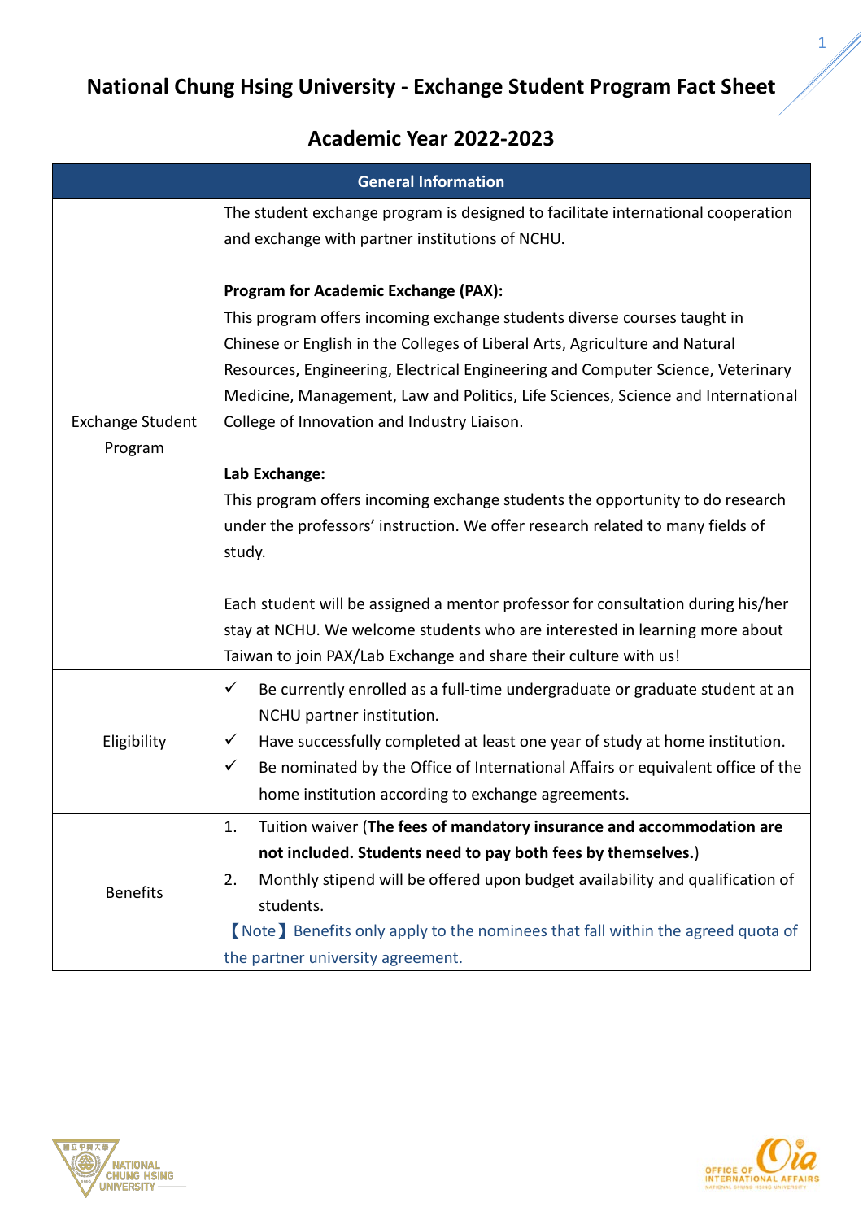# National Chung Hsing University - Exchange Student Program Fact Sheet

## Academic Year 2022-2023

| General Information | |
|---|---|
| Exchange Student Program | The student exchange program is designed to facilitate international cooperation and exchange with partner institutions of NCHU.<br><br>**Program for Academic Exchange (PAX):**<br>This program offers incoming exchange students diverse courses taught in Chinese or English in the Colleges of Liberal Arts, Agriculture and Natural Resources, Engineering, Electrical Engineering and Computer Science, Veterinary Medicine, Management, Law and Politics, Life Sciences, Science and International College of Innovation and Industry Liaison.<br><br>**Lab Exchange:**<br>This program offers incoming exchange students the opportunity to do research under the professors' instruction. We offer research related to many fields of study.<br><br>Each student will be assigned a mentor professor for consultation during his/her stay at NCHU. We welcome students who are interested in learning more about Taiwan to join PAX/Lab Exchange and share their culture with us! |
| Eligibility | ✓ Be currently enrolled as a full-time undergraduate or graduate student at an NCHU partner institution.<br>✓ Have successfully completed at least one year of study at home institution.<br>✓ Be nominated by the Office of International Affairs or equivalent office of the home institution according to exchange agreements. |
| Benefits | 1. Tuition waiver (**The fees of mandatory insurance and accommodation are not included. Students need to pay both fees by themselves.**)<br>2. Monthly stipend will be offered upon budget availability and qualification of students.<br>【Note】Benefits only apply to the nominees that fall within the agreed quota of the partner university agreement. |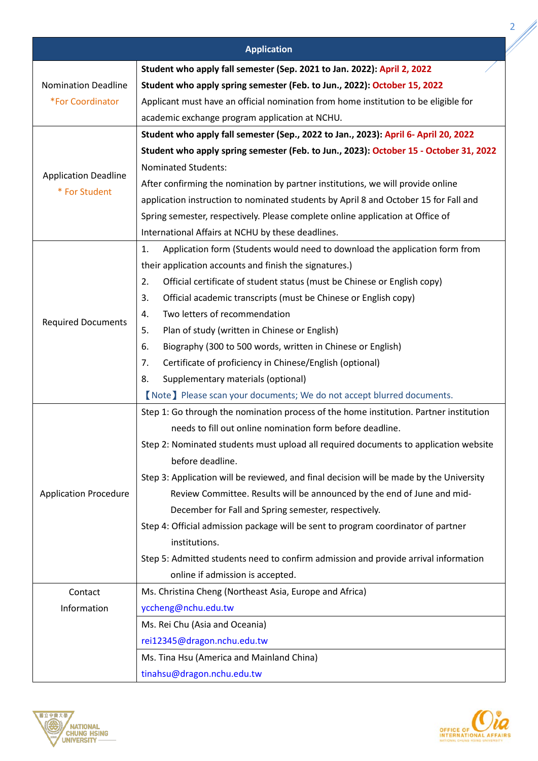| Application | |
|---|---|
| Nomination Deadline<br>*For Coordinator | **Student who apply fall semester (Sep. 2021 to Jan. 2022): April 2, 2022**<br>**Student who apply spring semester (Feb. to Jun., 2022): October 15, 2022**<br>Applicant must have an official nomination from home institution to be eligible for academic exchange program application at NCHU. |
| Application Deadline<br>* For Student | **Student who apply fall semester (Sep., 2022 to Jan., 2023): April 6- April 20, 2022**<br>**Student who apply spring semester (Feb. to Jun., 2023): October 15 - October 31, 2022**<br>Nominated Students:<br>After confirming the nomination by partner institutions, we will provide online application instruction to nominated students by April 8 and October 15 for Fall and Spring semester, respectively. Please complete online application at Office of International Affairs at NCHU by these deadlines. |
| Required Documents | 1. Application form (Students would need to download the application form from their application accounts and finish the signatures.)<br>2. Official certificate of student status (must be Chinese or English copy)<br>3. Official academic transcripts (must be Chinese or English copy)<br>4. Two letters of recommendation<br>5. Plan of study (written in Chinese or English)<br>6. Biography (300 to 500 words, written in Chinese or English)<br>7. Certificate of proficiency in Chinese/English (optional)<br>8. Supplementary materials (optional)<br>【Note】Please scan your documents; We do not accept blurred documents. |
| Application Procedure | Step 1: Go through the nomination process of the home institution. Partner institution needs to fill out online nomination form before deadline.<br>Step 2: Nominated students must upload all required documents to application website before deadline.<br>Step 3: Application will be reviewed, and final decision will be made by the University Review Committee. Results will be announced by the end of June and mid-December for Fall and Spring semester, respectively.<br>Step 4: Official admission package will be sent to program coordinator of partner institutions.<br>Step 5: Admitted students need to confirm admission and provide arrival information online if admission is accepted. |
| Contact Information | Ms. Christina Cheng (Northeast Asia, Europe and Africa)<br>yccheng@nchu.edu.tw |
| | Ms. Rei Chu (Asia and Oceania)<br>rei12345@dragon.nchu.edu.tw |
| | Ms. Tina Hsu (America and Mainland China)<br>tinahsu@dragon.nchu.edu.tw |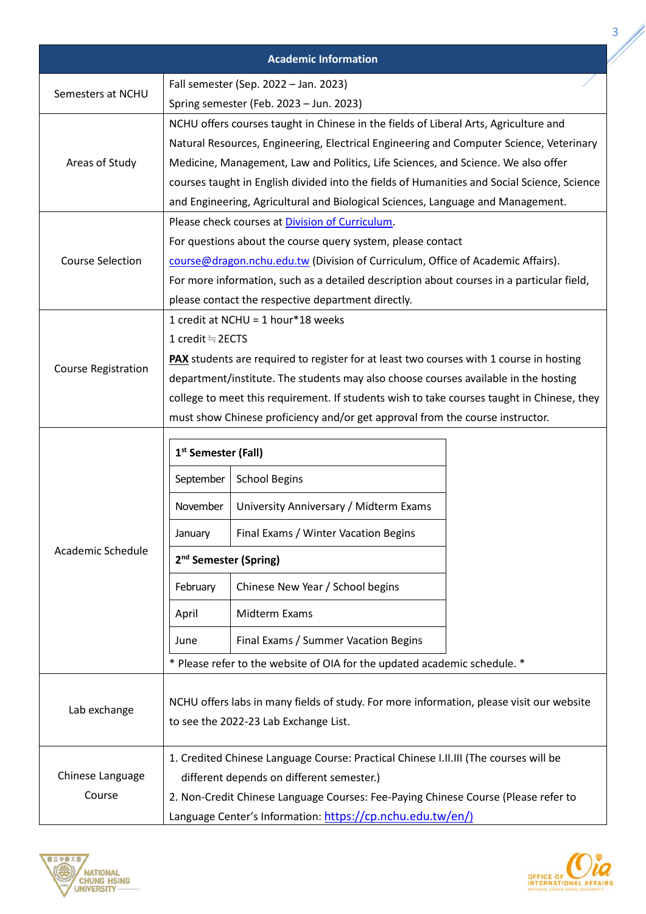| Academic Information | |
|---|---|
| Semesters at NCHU | Fall semester (Sep. 2022 – Jan. 2023)<br>Spring semester (Feb. 2023 – Jun. 2023) |
| Areas of Study | NCHU offers courses taught in Chinese in the fields of Liberal Arts, Agriculture and Natural Resources, Engineering, Electrical Engineering and Computer Science, Veterinary Medicine, Management, Law and Politics, Life Sciences, and Science. We also offer courses taught in English divided into the fields of Humanities and Social Science, Science and Engineering, Agricultural and Biological Sciences, Language and Management. |
| Course Selection | Please check courses at Division of Curriculum.<br>For questions about the course query system, please contact course@dragon.nchu.edu.tw (Division of Curriculum, Office of Academic Affairs).<br>For more information, such as a detailed description about courses in a particular field, please contact the respective department directly. |
| Course Registration | 1 credit at NCHU = 1 hour*18 weeks<br>1 credit≒2ECTS<br>**PAX** students are required to register for at least two courses with 1 course in hosting department/institute. The students may also choose courses available in the hosting college to meet this requirement. If students wish to take courses taught in Chinese, they must show Chinese proficiency and/or get approval from the course instructor. |
| Academic Schedule | **1st Semester (Fall)**<br>September: School Begins<br>November: University Anniversary / Midterm Exams<br>January: Final Exams / Winter Vacation Begins<br>**2nd Semester (Spring)**<br>February: Chinese New Year / School begins<br>April: Midterm Exams<br>June: Final Exams / Summer Vacation Begins<br>* Please refer to the website of OIA for the updated academic schedule. * |
| Lab exchange | NCHU offers labs in many fields of study. For more information, please visit our website to see the 2022-23 Lab Exchange List. |
| Chinese Language Course | 1. Credited Chinese Language Course: Practical Chinese I.II.III (The courses will be different depends on different semester.)<br>2. Non-Credit Chinese Language Courses: Fee-Paying Chinese Course (Please refer to Language Center's Information: https://cp.nchu.edu.tw/en/) |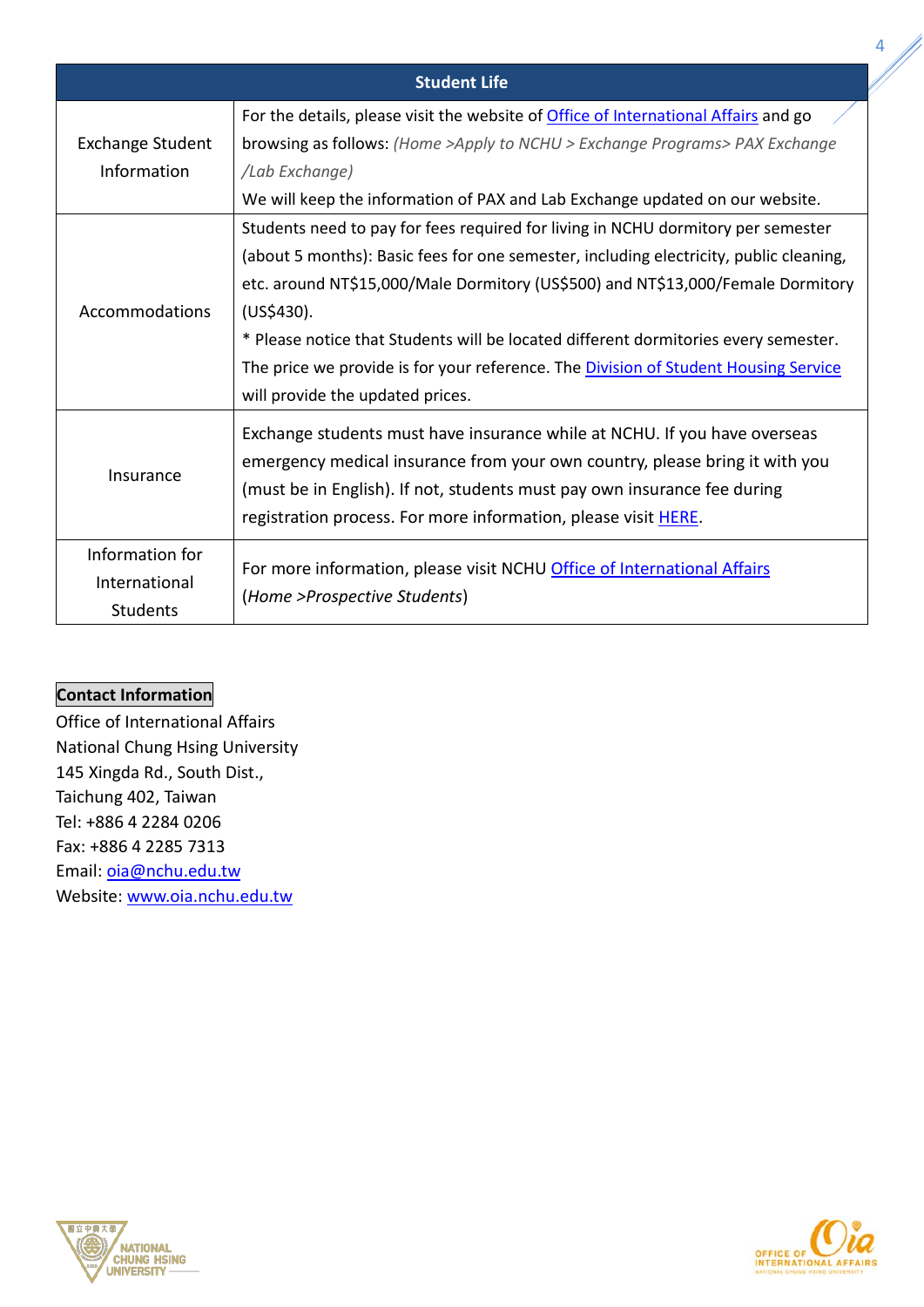| Student Life | |
|---|---|
| Exchange Student Information | For the details, please visit the website of Office of International Affairs and go browsing as follows: *(Home >Apply to NCHU > Exchange Programs> PAX Exchange /Lab Exchange)*<br>We will keep the information of PAX and Lab Exchange updated on our website. |
| Accommodations | Students need to pay for fees required for living in NCHU dormitory per semester (about 5 months): Basic fees for one semester, including electricity, public cleaning, etc. around NT$15,000/Male Dormitory (US$500) and NT$13,000/Female Dormitory (US$430).<br>* Please notice that Students will be located different dormitories every semester. The price we provide is for your reference. The Division of Student Housing Service will provide the updated prices. |
| Insurance | Exchange students must have insurance while at NCHU. If you have overseas emergency medical insurance from your own country, please bring it with you (must be in English). If not, students must pay own insurance fee during registration process. For more information, please visit HERE. |
| Information for International Students | For more information, please visit NCHU Office of International Affairs (*Home >Prospective Students*) |

**Contact Information**

Office of International Affairs
National Chung Hsing University
145 Xingda Rd., South Dist.,
Taichung 402, Taiwan
Tel: +886 4 2284 0206
Fax: +886 4 2285 7313
Email: oia@nchu.edu.tw
Website: www.oia.nchu.edu.tw